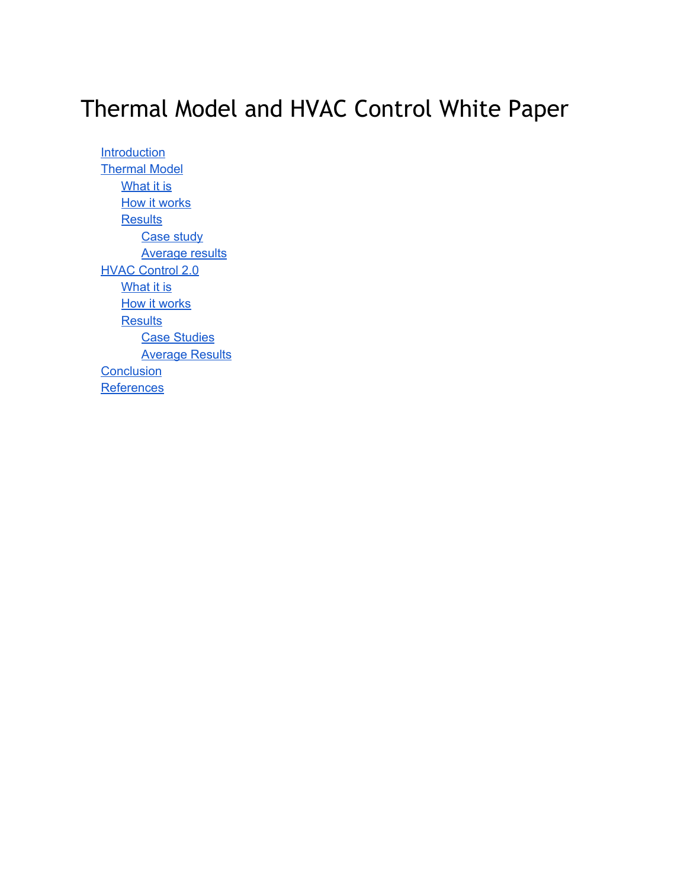# Thermal Model and HVAC Control White Paper

- Introduction
- Thermal Model
  - What it is
  - How it works
  - Results
    - Case study
    - Average results
- HVAC Control 2.0
  - What it is
  - How it works
  - Results
    - Case Studies
    - Average Results
- Conclusion
- References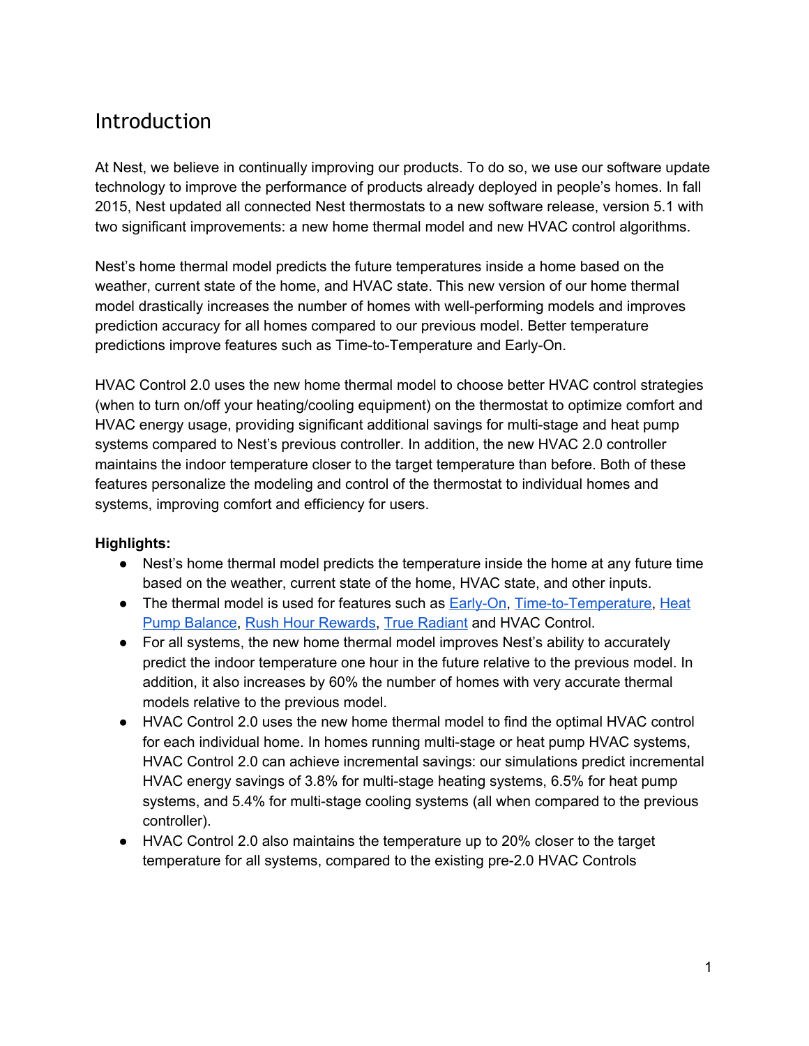# Introduction

At Nest, we believe in continually improving our products. To do so, we use our software update technology to improve the performance of products already deployed in people's homes. In fall 2015, Nest updated all connected Nest thermostats to a new software release, version 5.1 with two significant improvements: a new home thermal model and new HVAC control algorithms.

Nest's home thermal model predicts the future temperatures inside a home based on the weather, current state of the home, and HVAC state. This new version of our home thermal model drastically increases the number of homes with well-performing models and improves prediction accuracy for all homes compared to our previous model. Better temperature predictions improve features such as Time-to-Temperature and Early-On.

HVAC Control 2.0 uses the new home thermal model to choose better HVAC control strategies (when to turn on/off your heating/cooling equipment) on the thermostat to optimize comfort and HVAC energy usage, providing significant additional savings for multi-stage and heat pump systems compared to Nest's previous controller. In addition, the new HVAC 2.0 controller maintains the indoor temperature closer to the target temperature than before. Both of these features personalize the modeling and control of the thermostat to individual homes and systems, improving comfort and efficiency for users.

**Highlights:**

- Nest's home thermal model predicts the temperature inside the home at any future time based on the weather, current state of the home, HVAC state, and other inputs.
- The thermal model is used for features such as Early-On, Time-to-Temperature, Heat Pump Balance, Rush Hour Rewards, True Radiant and HVAC Control.
- For all systems, the new home thermal model improves Nest's ability to accurately predict the indoor temperature one hour in the future relative to the previous model. In addition, it also increases by 60% the number of homes with very accurate thermal models relative to the previous model.
- HVAC Control 2.0 uses the new home thermal model to find the optimal HVAC control for each individual home. In homes running multi-stage or heat pump HVAC systems, HVAC Control 2.0 can achieve incremental savings: our simulations predict incremental HVAC energy savings of 3.8% for multi-stage heating systems, 6.5% for heat pump systems, and 5.4% for multi-stage cooling systems (all when compared to the previous controller).
- HVAC Control 2.0 also maintains the temperature up to 20% closer to the target temperature for all systems, compared to the existing pre-2.0 HVAC Controls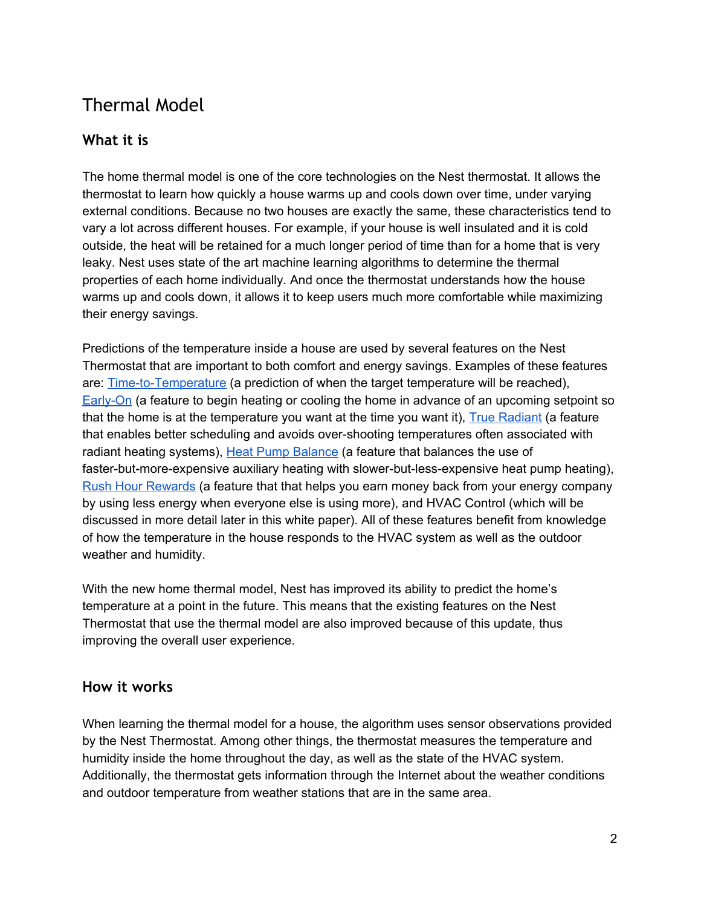# Thermal Model

## What it is

The home thermal model is one of the core technologies on the Nest thermostat. It allows the thermostat to learn how quickly a house warms up and cools down over time, under varying external conditions. Because no two houses are exactly the same, these characteristics tend to vary a lot across different houses. For example, if your house is well insulated and it is cold outside, the heat will be retained for a much longer period of time than for a home that is very leaky. Nest uses state of the art machine learning algorithms to determine the thermal properties of each home individually. And once the thermostat understands how the house warms up and cools down, it allows it to keep users much more comfortable while maximizing their energy savings.

Predictions of the temperature inside a house are used by several features on the Nest Thermostat that are important to both comfort and energy savings. Examples of these features are: Time-to-Temperature (a prediction of when the target temperature will be reached), Early-On (a feature to begin heating or cooling the home in advance of an upcoming setpoint so that the home is at the temperature you want at the time you want it), True Radiant (a feature that enables better scheduling and avoids over-shooting temperatures often associated with radiant heating systems), Heat Pump Balance (a feature that balances the use of faster-but-more-expensive auxiliary heating with slower-but-less-expensive heat pump heating), Rush Hour Rewards (a feature that that helps you earn money back from your energy company by using less energy when everyone else is using more), and HVAC Control (which will be discussed in more detail later in this white paper). All of these features benefit from knowledge of how the temperature in the house responds to the HVAC system as well as the outdoor weather and humidity.

With the new home thermal model, Nest has improved its ability to predict the home's temperature at a point in the future. This means that the existing features on the Nest Thermostat that use the thermal model are also improved because of this update, thus improving the overall user experience.

## How it works

When learning the thermal model for a house, the algorithm uses sensor observations provided by the Nest Thermostat. Among other things, the thermostat measures the temperature and humidity inside the home throughout the day, as well as the state of the HVAC system. Additionally, the thermostat gets information through the Internet about the weather conditions and outdoor temperature from weather stations that are in the same area.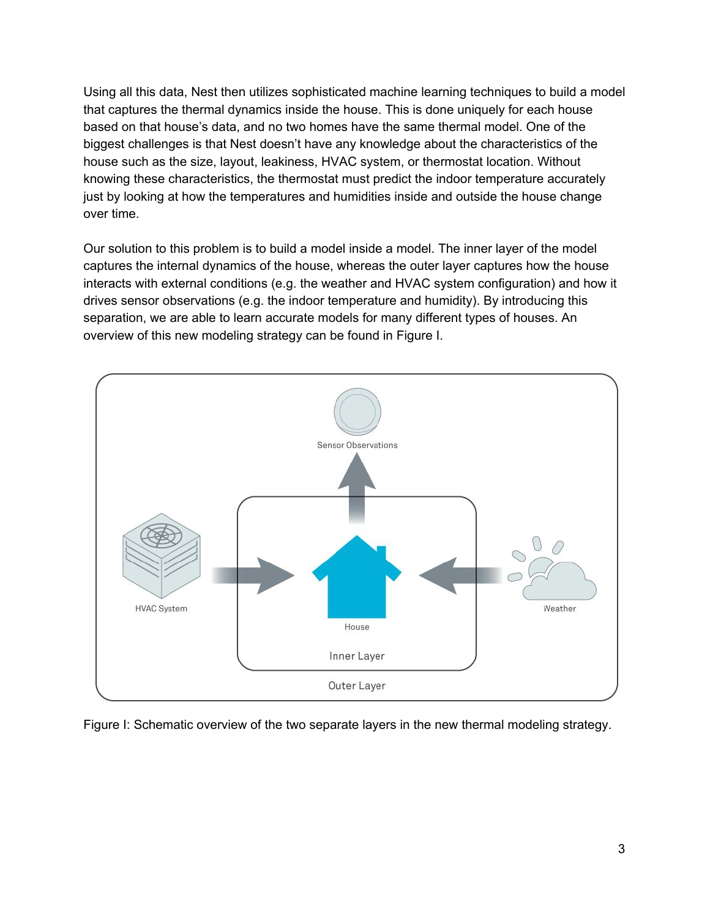Using all this data, Nest then utilizes sophisticated machine learning techniques to build a model that captures the thermal dynamics inside the house. This is done uniquely for each house based on that house's data, and no two homes have the same thermal model. One of the biggest challenges is that Nest doesn't have any knowledge about the characteristics of the house such as the size, layout, leakiness, HVAC system, or thermostat location. Without knowing these characteristics, the thermostat must predict the indoor temperature accurately just by looking at how the temperatures and humidities inside and outside the house change over time.

Our solution to this problem is to build a model inside a model. The inner layer of the model captures the internal dynamics of the house, whereas the outer layer captures how the house interacts with external conditions (e.g. the weather and HVAC system configuration) and how it drives sensor observations (e.g. the indoor temperature and humidity). By introducing this separation, we are able to learn accurate models for many different types of houses. An overview of this new modeling strategy can be found in Figure I.

Figure I: Schematic overview of the two separate layers in the new thermal modeling strategy.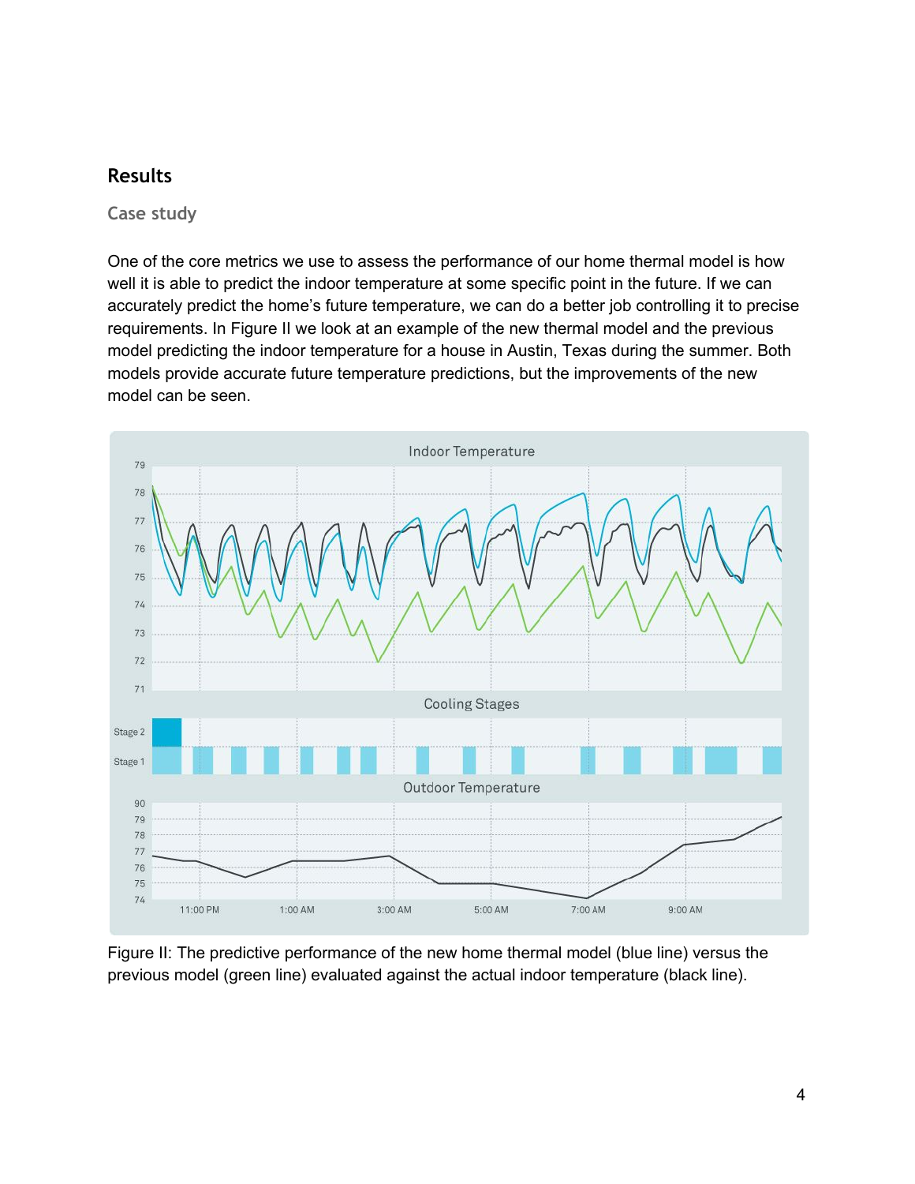## Results

### Case study

One of the core metrics we use to assess the performance of our home thermal model is how well it is able to predict the indoor temperature at some specific point in the future. If we can accurately predict the home's future temperature, we can do a better job controlling it to precise requirements. In Figure II we look at an example of the new thermal model and the previous model predicting the indoor temperature for a house in Austin, Texas during the summer. Both models provide accurate future temperature predictions, but the improvements of the new model can be seen.

Figure II: The predictive performance of the new home thermal model (blue line) versus the previous model (green line) evaluated against the actual indoor temperature (black line).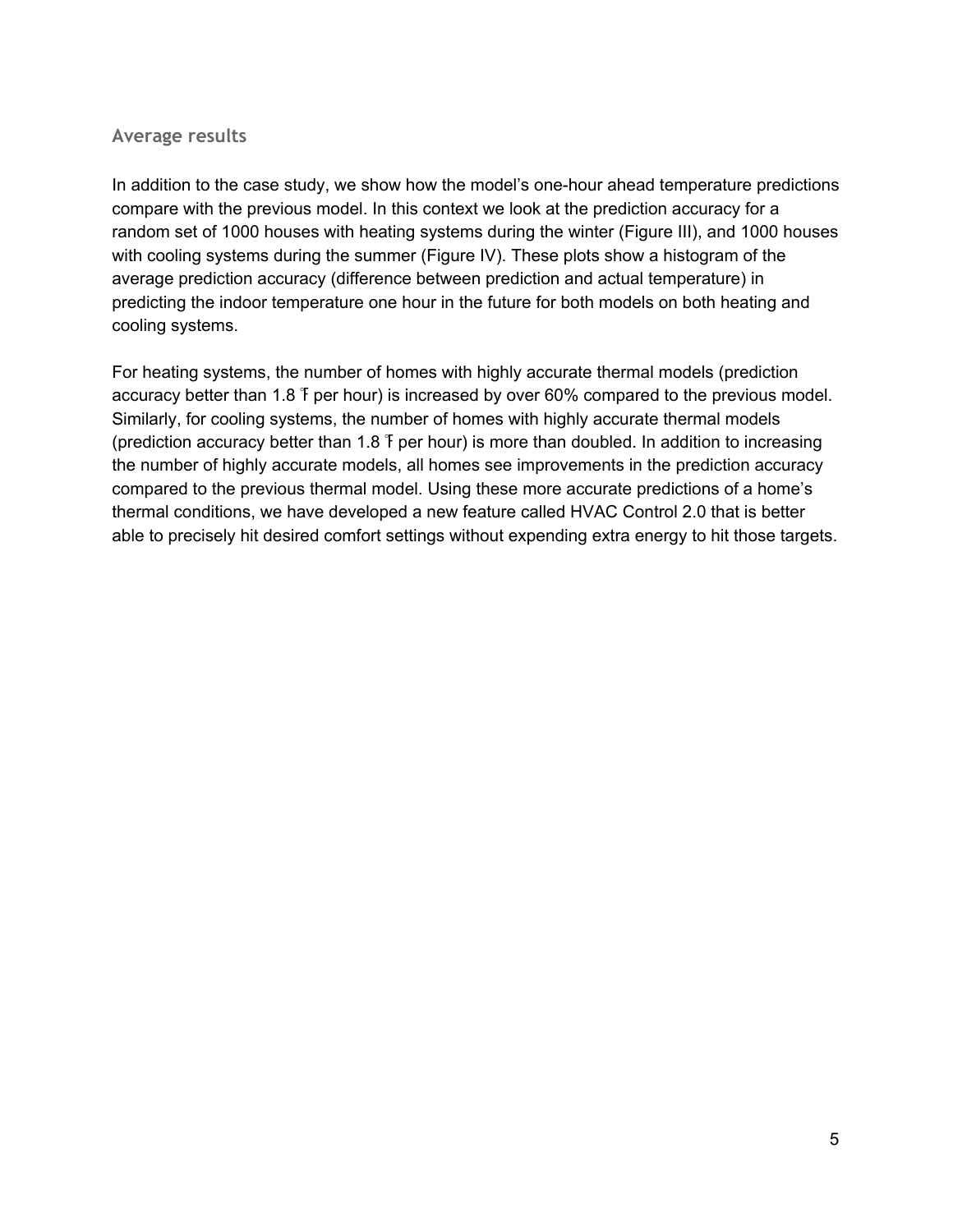### Average results

In addition to the case study, we show how the model's one-hour ahead temperature predictions compare with the previous model. In this context we look at the prediction accuracy for a random set of 1000 houses with heating systems during the winter (Figure III), and 1000 houses with cooling systems during the summer (Figure IV). These plots show a histogram of the average prediction accuracy (difference between prediction and actual temperature) in predicting the indoor temperature one hour in the future for both models on both heating and cooling systems.

For heating systems, the number of homes with highly accurate thermal models (prediction accuracy better than 1.8 ℉ per hour) is increased by over 60% compared to the previous model. Similarly, for cooling systems, the number of homes with highly accurate thermal models (prediction accuracy better than 1.8 ℉ per hour) is more than doubled. In addition to increasing the number of highly accurate models, all homes see improvements in the prediction accuracy compared to the previous thermal model. Using these more accurate predictions of a home's thermal conditions, we have developed a new feature called HVAC Control 2.0 that is better able to precisely hit desired comfort settings without expending extra energy to hit those targets.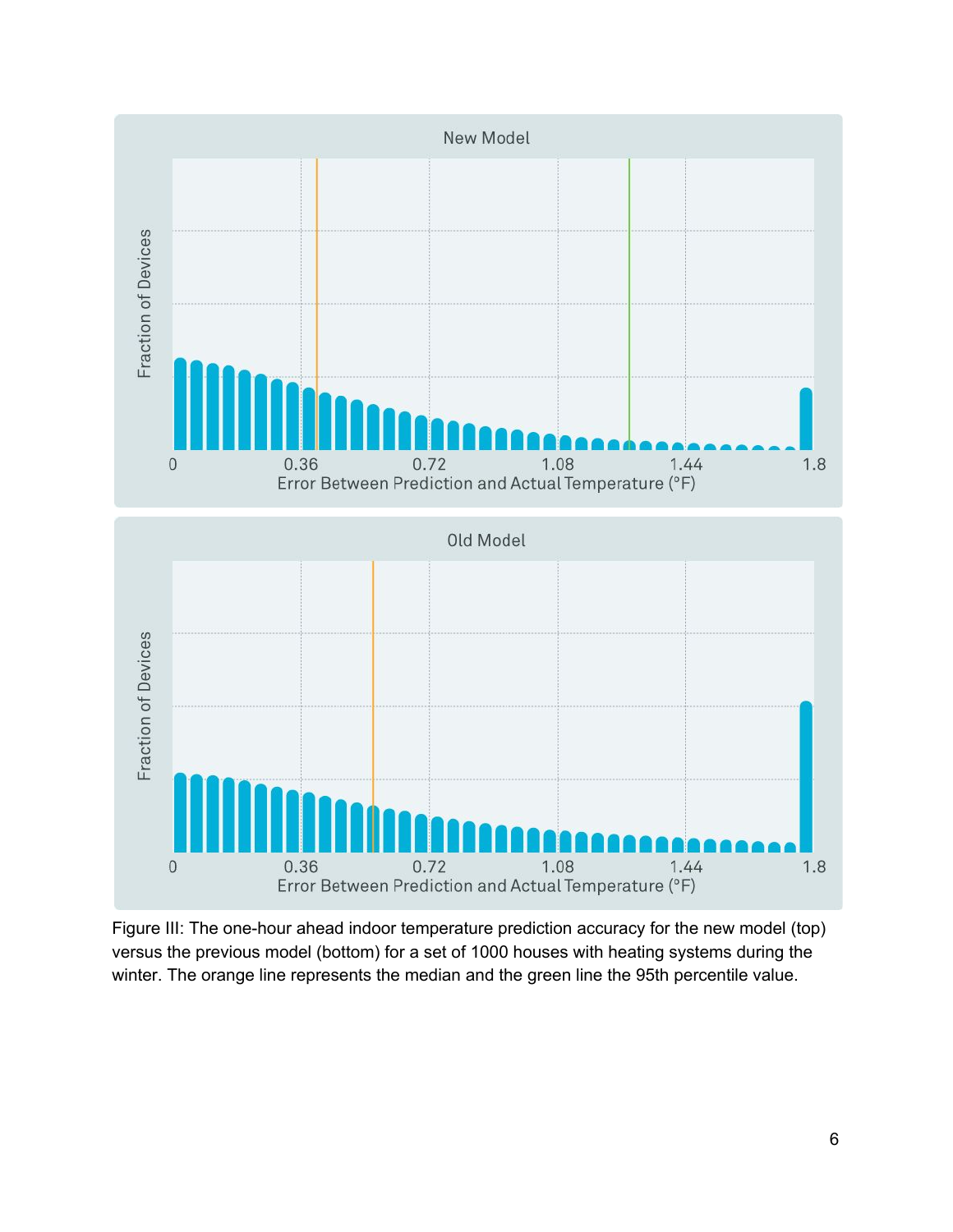Figure III: The one-hour ahead indoor temperature prediction accuracy for the new model (top) versus the previous model (bottom) for a set of 1000 houses with heating systems during the winter. The orange line represents the median and the green line the 95th percentile value.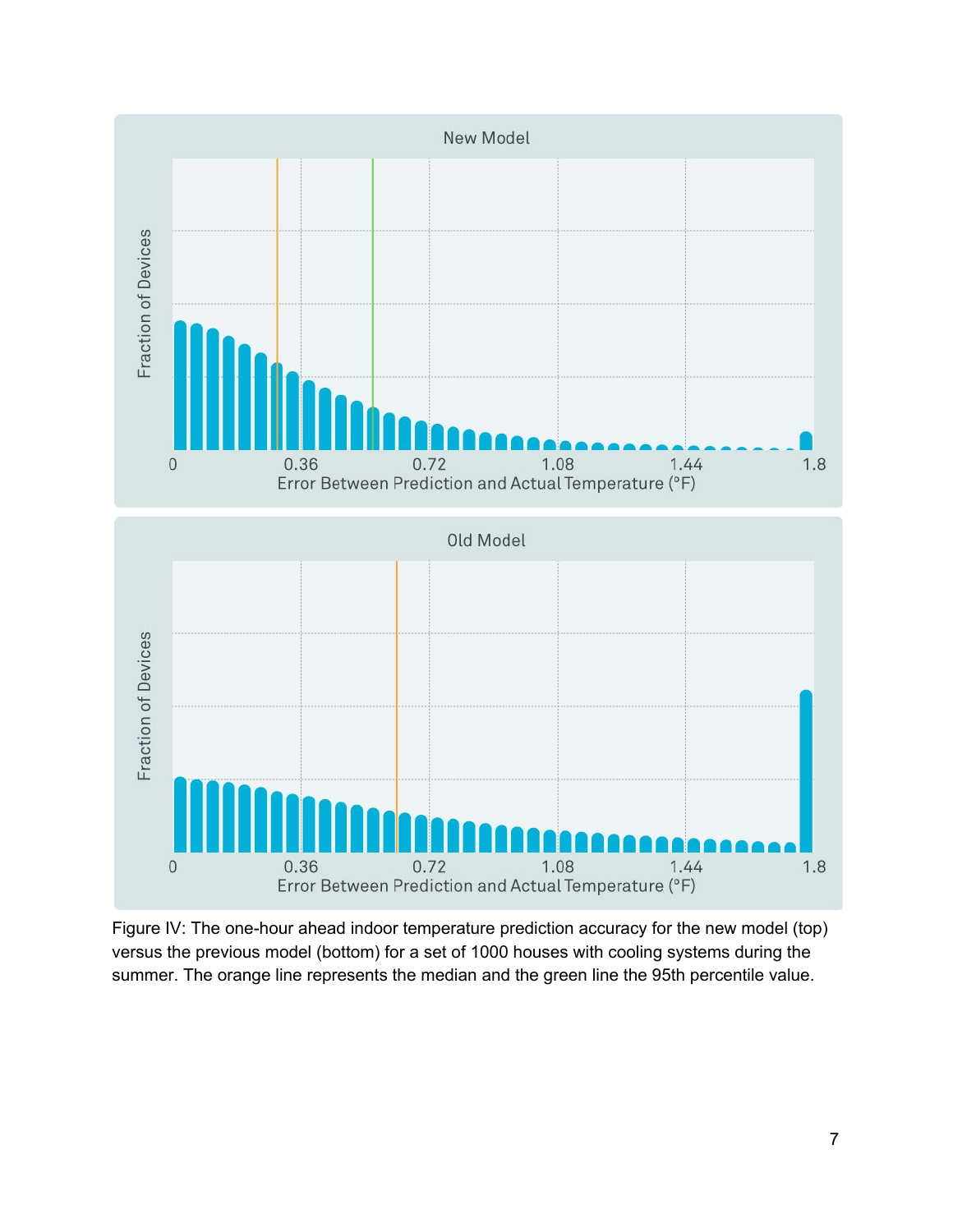Figure IV: The one-hour ahead indoor temperature prediction accuracy for the new model (top) versus the previous model (bottom) for a set of 1000 houses with cooling systems during the summer. The orange line represents the median and the green line the 95th percentile value.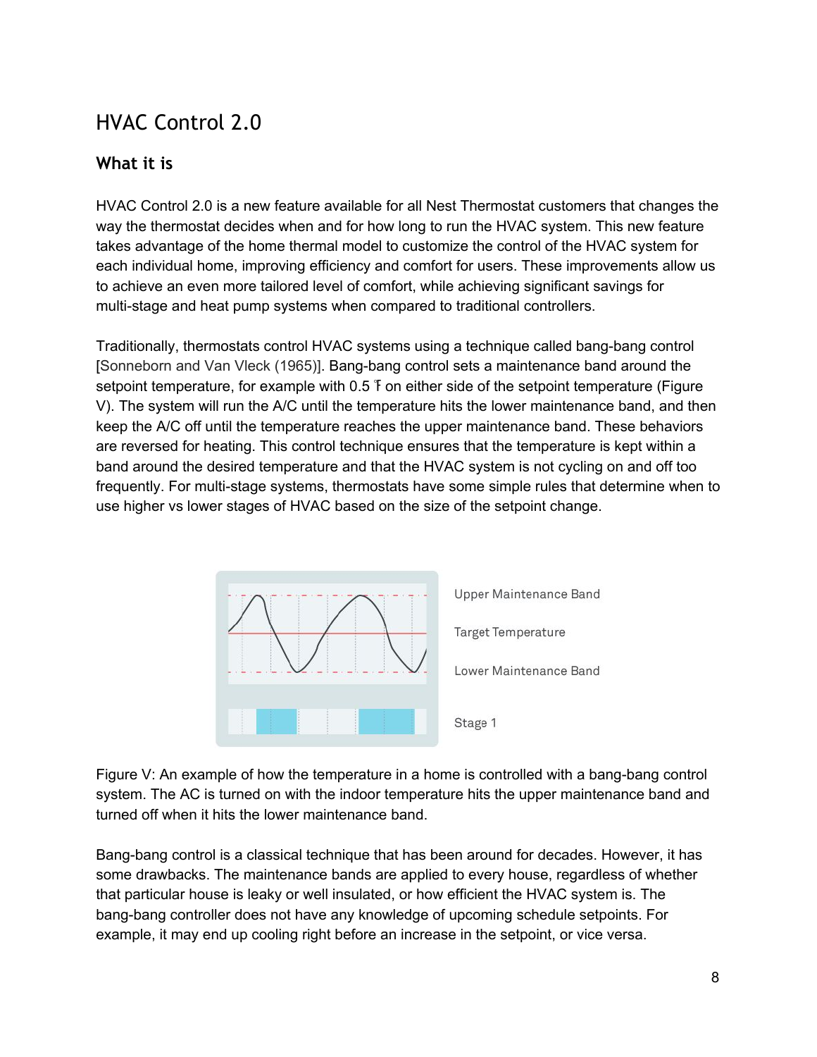# HVAC Control 2.0

## What it is

HVAC Control 2.0 is a new feature available for all Nest Thermostat customers that changes the way the thermostat decides when and for how long to run the HVAC system. This new feature takes advantage of the home thermal model to customize the control of the HVAC system for each individual home, improving efficiency and comfort for users. These improvements allow us to achieve an even more tailored level of comfort, while achieving significant savings for multi-stage and heat pump systems when compared to traditional controllers.

Traditionally, thermostats control HVAC systems using a technique called bang-bang control [Sonneborn and Van Vleck (1965)]. Bang-bang control sets a maintenance band around the setpoint temperature, for example with 0.5 ℉ on either side of the setpoint temperature (Figure V). The system will run the A/C until the temperature hits the lower maintenance band, and then keep the A/C off until the temperature reaches the upper maintenance band. These behaviors are reversed for heating. This control technique ensures that the temperature is kept within a band around the desired temperature and that the HVAC system is not cycling on and off too frequently. For multi-stage systems, thermostats have some simple rules that determine when to use higher vs lower stages of HVAC based on the size of the setpoint change.

Upper Maintenance Band

Target Temperature

Lower Maintenance Band

Stage 1

Figure V: An example of how the temperature in a home is controlled with a bang-bang control system. The AC is turned on with the indoor temperature hits the upper maintenance band and turned off when it hits the lower maintenance band.

Bang-bang control is a classical technique that has been around for decades. However, it has some drawbacks. The maintenance bands are applied to every house, regardless of whether that particular house is leaky or well insulated, or how efficient the HVAC system is. The bang-bang controller does not have any knowledge of upcoming schedule setpoints. For example, it may end up cooling right before an increase in the setpoint, or vice versa.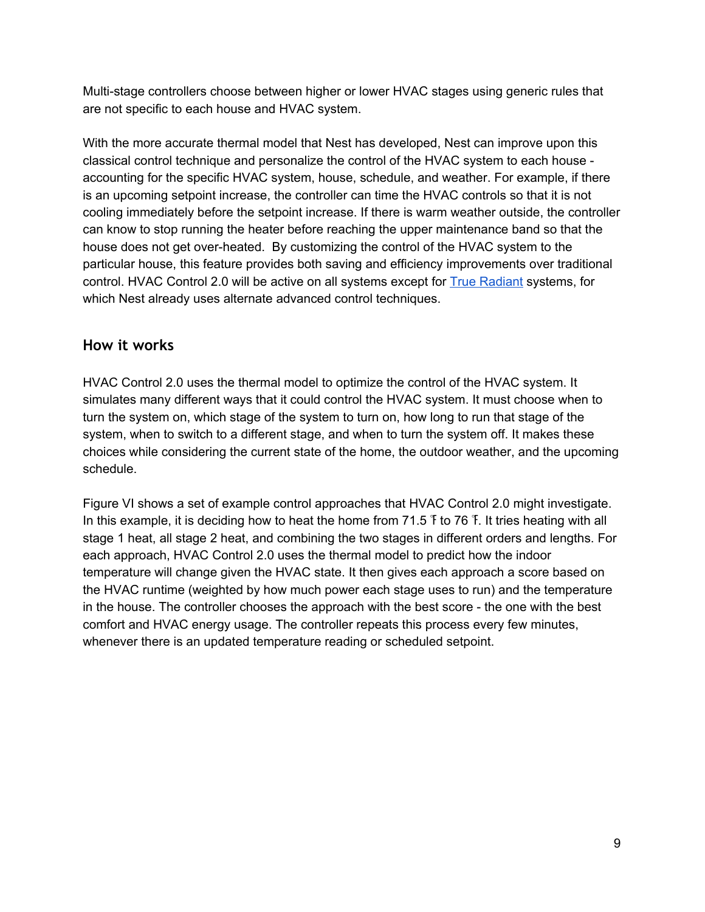Multi-stage controllers choose between higher or lower HVAC stages using generic rules that are not specific to each house and HVAC system.

With the more accurate thermal model that Nest has developed, Nest can improve upon this classical control technique and personalize the control of the HVAC system to each house - accounting for the specific HVAC system, house, schedule, and weather. For example, if there is an upcoming setpoint increase, the controller can time the HVAC controls so that it is not cooling immediately before the setpoint increase. If there is warm weather outside, the controller can know to stop running the heater before reaching the upper maintenance band so that the house does not get over-heated. By customizing the control of the HVAC system to the particular house, this feature provides both saving and efficiency improvements over traditional control. HVAC Control 2.0 will be active on all systems except for True Radiant systems, for which Nest already uses alternate advanced control techniques.

## How it works

HVAC Control 2.0 uses the thermal model to optimize the control of the HVAC system. It simulates many different ways that it could control the HVAC system. It must choose when to turn the system on, which stage of the system to turn on, how long to run that stage of the system, when to switch to a different stage, and when to turn the system off. It makes these choices while considering the current state of the home, the outdoor weather, and the upcoming schedule.

Figure VI shows a set of example control approaches that HVAC Control 2.0 might investigate. In this example, it is deciding how to heat the home from 71.5 ℉ to 76 ℉. It tries heating with all stage 1 heat, all stage 2 heat, and combining the two stages in different orders and lengths. For each approach, HVAC Control 2.0 uses the thermal model to predict how the indoor temperature will change given the HVAC state. It then gives each approach a score based on the HVAC runtime (weighted by how much power each stage uses to run) and the temperature in the house. The controller chooses the approach with the best score - the one with the best comfort and HVAC energy usage. The controller repeats this process every few minutes, whenever there is an updated temperature reading or scheduled setpoint.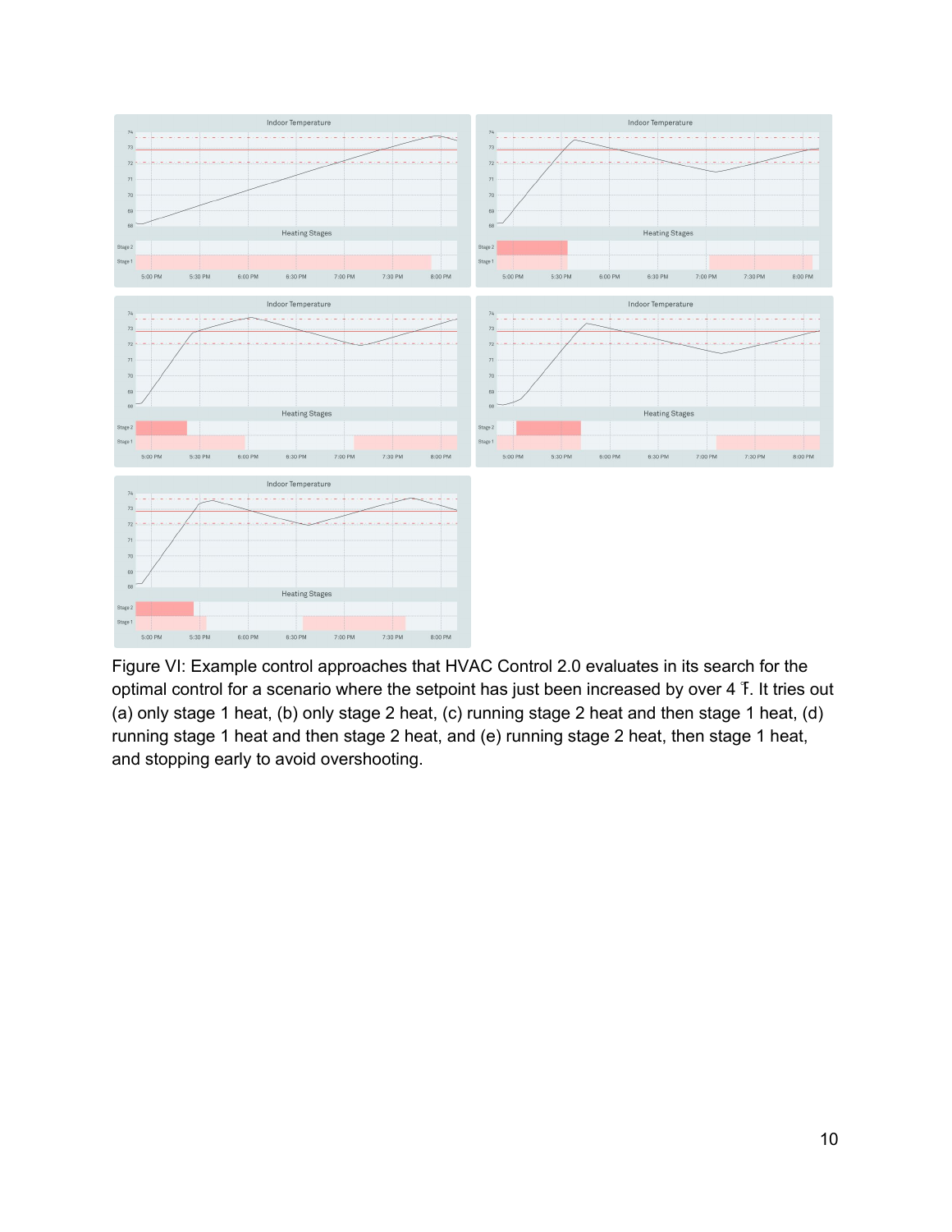Figure VI: Example control approaches that HVAC Control 2.0 evaluates in its search for the optimal control for a scenario where the setpoint has just been increased by over 4 °F. It tries out (a) only stage 1 heat, (b) only stage 2 heat, (c) running stage 2 heat and then stage 1 heat, (d) running stage 1 heat and then stage 2 heat, and (e) running stage 2 heat, then stage 1 heat, and stopping early to avoid overshooting.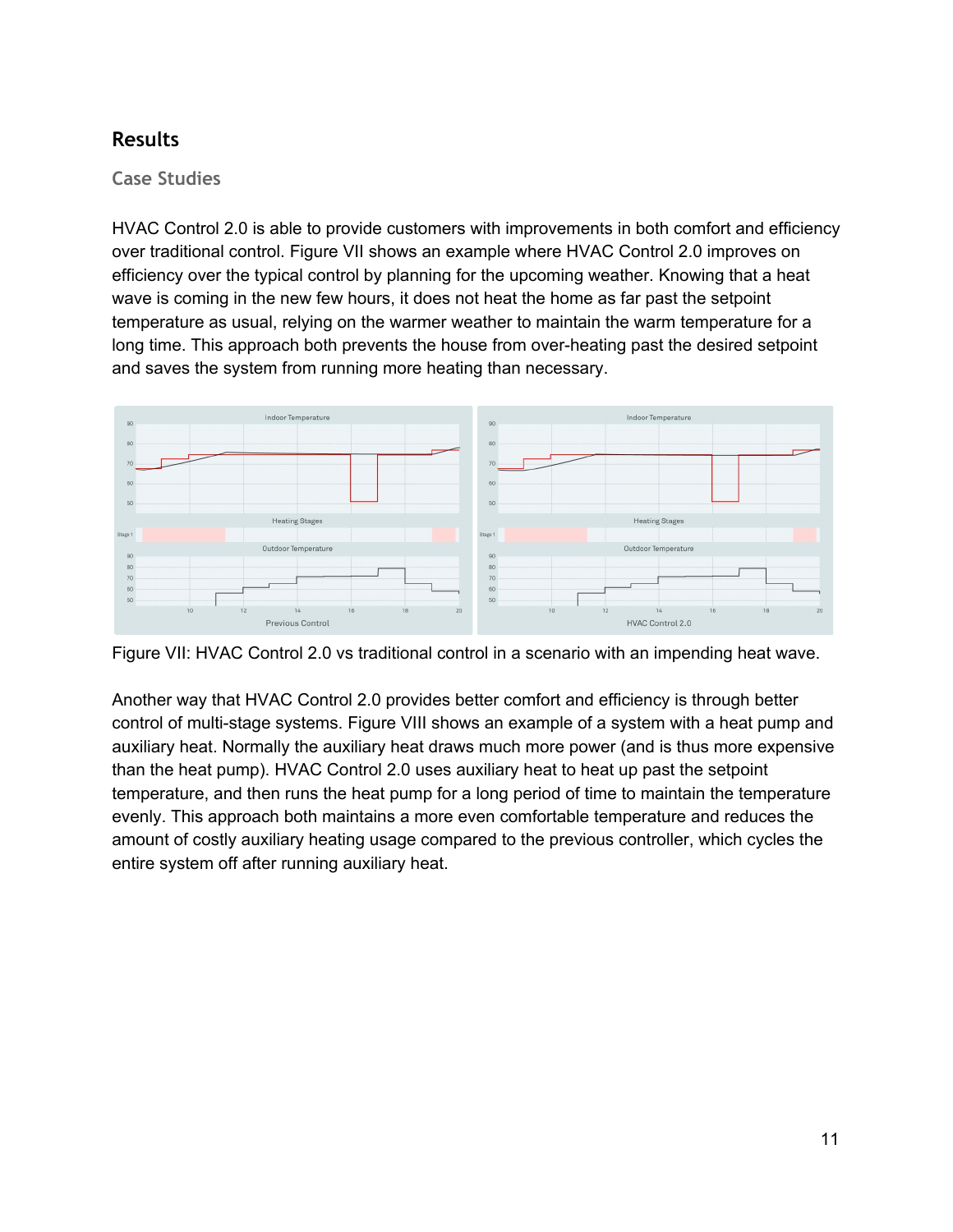## Results

### Case Studies

HVAC Control 2.0 is able to provide customers with improvements in both comfort and efficiency over traditional control. Figure VII shows an example where HVAC Control 2.0 improves on efficiency over the typical control by planning for the upcoming weather. Knowing that a heat wave is coming in the new few hours, it does not heat the home as far past the setpoint temperature as usual, relying on the warmer weather to maintain the warm temperature for a long time. This approach both prevents the house from over-heating past the desired setpoint and saves the system from running more heating than necessary.

Figure VII: HVAC Control 2.0 vs traditional control in a scenario with an impending heat wave.

Another way that HVAC Control 2.0 provides better comfort and efficiency is through better control of multi-stage systems. Figure VIII shows an example of a system with a heat pump and auxiliary heat. Normally the auxiliary heat draws much more power (and is thus more expensive than the heat pump). HVAC Control 2.0 uses auxiliary heat to heat up past the setpoint temperature, and then runs the heat pump for a long period of time to maintain the temperature evenly. This approach both maintains a more even comfortable temperature and reduces the amount of costly auxiliary heating usage compared to the previous controller, which cycles the entire system off after running auxiliary heat.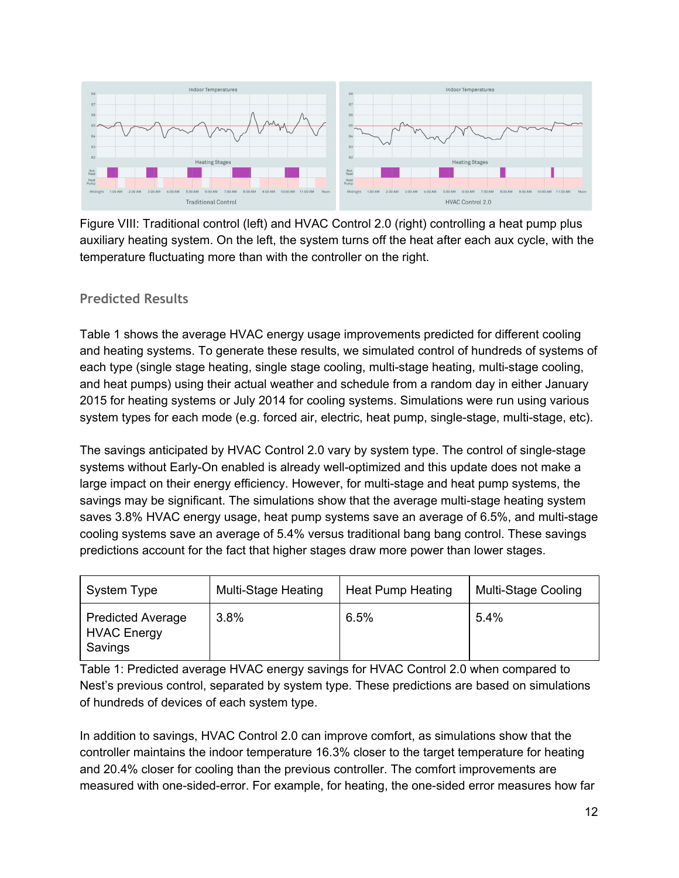Figure VIII: Traditional control (left) and HVAC Control 2.0 (right) controlling a heat pump plus auxiliary heating system. On the left, the system turns off the heat after each aux cycle, with the temperature fluctuating more than with the controller on the right.

### Predicted Results

Table 1 shows the average HVAC energy usage improvements predicted for different cooling and heating systems. To generate these results, we simulated control of hundreds of systems of each type (single stage heating, single stage cooling, multi-stage heating, multi-stage cooling, and heat pumps) using their actual weather and schedule from a random day in either January 2015 for heating systems or July 2014 for cooling systems. Simulations were run using various system types for each mode (e.g. forced air, electric, heat pump, single-stage, multi-stage, etc).

The savings anticipated by HVAC Control 2.0 vary by system type. The control of single-stage systems without Early-On enabled is already well-optimized and this update does not make a large impact on their energy efficiency. However, for multi-stage and heat pump systems, the savings may be significant. The simulations show that the average multi-stage heating system saves 3.8% HVAC energy usage, heat pump systems save an average of 6.5%, and multi-stage cooling systems save an average of 5.4% versus traditional bang bang control. These savings predictions account for the fact that higher stages draw more power than lower stages.

| System Type | Multi-Stage Heating | Heat Pump Heating | Multi-Stage Cooling |
|---|---|---|---|
| Predicted Average HVAC Energy Savings | 3.8% | 6.5% | 5.4% |

Table 1: Predicted average HVAC energy savings for HVAC Control 2.0 when compared to Nest's previous control, separated by system type. These predictions are based on simulations of hundreds of devices of each system type.

In addition to savings, HVAC Control 2.0 can improve comfort, as simulations show that the controller maintains the indoor temperature 16.3% closer to the target temperature for heating and 20.4% closer for cooling than the previous controller. The comfort improvements are measured with one-sided-error. For example, for heating, the one-sided error measures how far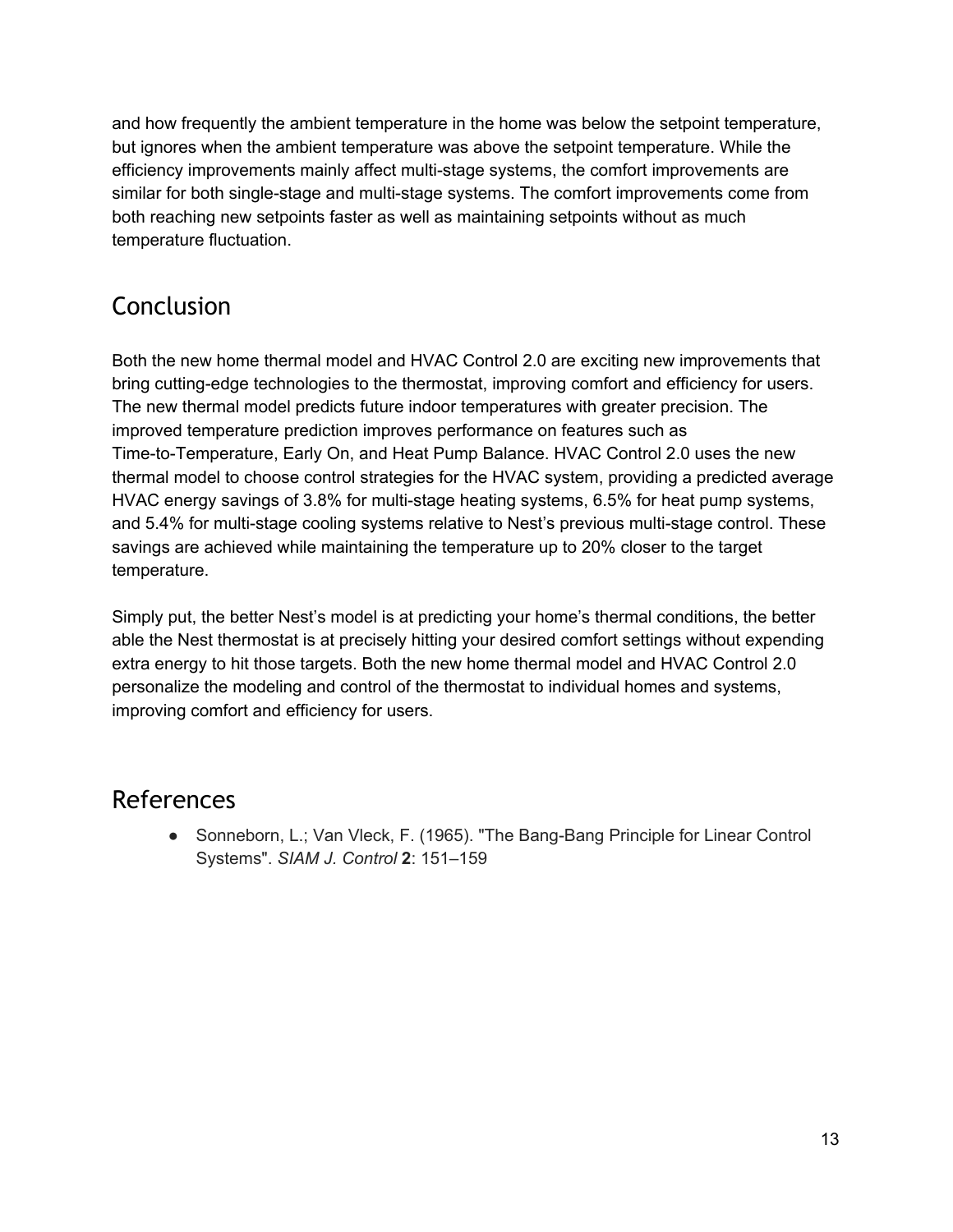and how frequently the ambient temperature in the home was below the setpoint temperature, but ignores when the ambient temperature was above the setpoint temperature. While the efficiency improvements mainly affect multi-stage systems, the comfort improvements are similar for both single-stage and multi-stage systems. The comfort improvements come from both reaching new setpoints faster as well as maintaining setpoints without as much temperature fluctuation.

## Conclusion

Both the new home thermal model and HVAC Control 2.0 are exciting new improvements that bring cutting-edge technologies to the thermostat, improving comfort and efficiency for users. The new thermal model predicts future indoor temperatures with greater precision. The improved temperature prediction improves performance on features such as Time-to-Temperature, Early On, and Heat Pump Balance. HVAC Control 2.0 uses the new thermal model to choose control strategies for the HVAC system, providing a predicted average HVAC energy savings of 3.8% for multi-stage heating systems, 6.5% for heat pump systems, and 5.4% for multi-stage cooling systems relative to Nest's previous multi-stage control. These savings are achieved while maintaining the temperature up to 20% closer to the target temperature.

Simply put, the better Nest's model is at predicting your home's thermal conditions, the better able the Nest thermostat is at precisely hitting your desired comfort settings without expending extra energy to hit those targets. Both the new home thermal model and HVAC Control 2.0 personalize the modeling and control of the thermostat to individual homes and systems, improving comfort and efficiency for users.

## References

- Sonneborn, L.; Van Vleck, F. (1965). "The Bang-Bang Principle for Linear Control Systems". *SIAM J. Control* **2**: 151–159